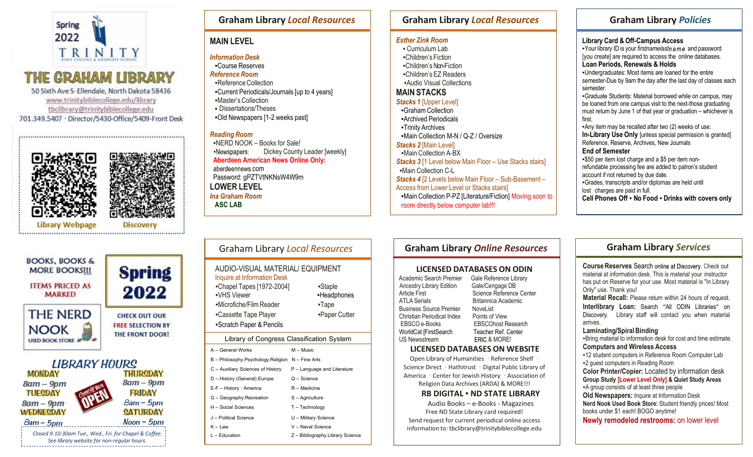Spring 2022

TRINITY
BIBLE COLLEGE & GRADUATE SCHOOL

# THE GRAHAM LIBRARY

50 Sixth Ave S · Ellendale, North Dakota 58436
www.trinitybiblecollege.edu/library
tbclibrary@trinitybiblecollege.edu
701.349.5407 · Director/5430-Office/5409-Front Desk

Library Webpage | Discovery

BOOKS, BOOKS & MORE BOOKS!!!

ITEMS PRICED AS MARKED

THE NERD NOOK USED BOOK STORE

Spring 2022

CHECK OUT OUR FREE SELECTION BY THE FRONT DOOR!

## LIBRARY HOURS

MONDAY 8am – 9pm
TUESDAY 8am – 9pm
WEDNESDAY 8am – 5pm
THURSDAY 8am – 9pm
FRIDAY 8am – 5pm
SATURDAY Noon – 5pm

Come In! We're OPEN

*Closed 9-10:30am Tue., Wed., Fri. for Chapel & Coffee. See library website for non-regular hours.*

## Graham Library *Local Resources*

### MAIN LEVEL

*Information Desk*
- Course Reserves

*Reference Room*
- Reference Collection
- Current Periodicals/Journals [up to 4 years]
- Master's Collection
- Dissertations/Theses
- Old Newspapers [1-2 weeks past]

*Reading Room*
- NERD NOOK – Books for Sale!
- Newspapers: Dickey County Leader [weekly]

**Aberdeen American News Online Only:**
aberdeennews.com
Password: gPZTVtNKNsW4W9m

### LOWER LEVEL

*Ina Graham Room*
**ASC LAB**

## Graham Library *Local Resources*

*Esther Zink Room*
- Curriculum Lab
- Children's Fiction
- Children's Non-Fiction
- Children's EZ Readers
- Audio Visual Collections

### MAIN STACKS

*Stacks 1* [Upper Level]
- Graham Collection
- Archived Periodicals
- Trinity Archives
- Main Collection M-N / Q-Z / Oversize

*Stacks 2* [Main Level]
- Main Collection A-BX

*Stacks 3* [1 Level below Main Floor – Use Stacks stairs]
- Main Collection C-L

*Stacks 4* [2 Levels below Main Floor – Sub-Basement – Access from Lower Level or Stacks stairs]
- Main Collection P-PZ [Literature/Fiction] Moving soon to room directly below computer lab!!!

## Graham Library *Policies*

**Library Card & Off-Campus Access**
- Your library ID is your *firstnamelastname* and password [you create] are required to access the online databases.

**Loan Periods, Renewals & Holds**
- Undergraduates: Most items are loaned for the entire semester-Due by 9am the day after the last day of classes each semester.
- Graduate Students: Material borrowed while on campus, may be loaned from one campus visit to the next-those graduating must return by June 1 of that year or graduation – whichever is first.
- Any item may be recalled after two (2) weeks of use.

**In-Library Use Only** [unless special permission is granted]
Reference, Reserve, Archives, New Journals

**End of Semester**
- $50 per item lost charge and a $5 per item non-refundable processing fee are added to patron's student account if not returned by due date.
- Grades, transcripts and/or diplomas are held until lost charges are paid in full.

**Cell Phones Off • No Food • Drinks with covers only**

## Graham Library *Local Resources*

AUDIO-VISUAL MATERIAL/ EQUIPMENT
Inquire at Information Desk
- Chapel Tapes [1972-2004]
- VHS Viewer
- Microfiche/Film Reader
- Cassette Tape Player
- Scratch Paper & Pencils
- Staple
- Headphones
- Tape
- Paper Cutter

### Library of Congress Classification System

| | |
|---|---|
| A – General Works | M – Music |
| B – Philosophy.Psychology.Religion | N – Fine Arts |
| C – Auxiliary Sciences of History | P – Language and Literature |
| D – History (General) Europe | Q – Science |
| E-F – History : America | R – Medicine |
| G – Geography.Recreation | S – Agriculture |
| H – Social Sciences | T – Technology |
| J – Political Science | U – Military Science |
| K – Law | V – Naval Science |
| L – Education | Z – Bibliography.Library Science |

## Graham Library *Online Resources*

### LICENSED DATABASES ON ODIN

| | |
|---|---|
| Academic Search Premier | Gale Reference Library |
| Ancestry Library Edition | Gale/Cengage DB |
| Article First | Science Reference Center |
| ATLA Serials | Britannica Academic |
| Business Source Premier | NoveList |
| Christian Periodical Index | Points of View |
| EBSCO e-Books | EBSCOhost Research |
| WorldCat [FirstSearch | Teacher Ref. Center |
| US Newsstream | ERIC & MORE! |

### LICENSED DATABASES ON WEBSITE

Open Library of Humanities · Reference Shelf · Science Direct · Hathitrust · Digital Public Library of America · Center for Jewish History · Association of Religion Data Archives (ARDA) & MORE!!!

### RB DIGITAL • ND STATE LIBRARY

Audio Books – e-Books - Magazines
Free ND State Library card required!
Send request for current periodical online access information to: tbclibrary@trinitybiblecollege.edu

## Graham Library *Services*

**Course Reserves** Search online at Discovery. Check out material at information desk. This is material your instructor has put on Reserve for your use. Most material is "In Library Only" use. Thank you!

**Material Recall:** Please return within 24 hours of request.

**Interlibrary Loan:** Search "All ODIN Libraries" on Discovery. Library staff will contact you when material arrives.

**Laminating/Spiral Binding**
- Bring material to information desk for cost and time estimate.

**Computers and Wireless Access**
- 12 student computers in Reference Room Computer Lab
- 2 guest computers in Reading Room

**Color Printer/Copier:** Located by information desk

**Group Study [Lower Level Only] & Quiet Study Areas**
- A group consists of at least three people

**Old Newspapers:** Inquire at Information Desk

**Nerd Nook Used Book Store:** Student friendly prices! Most books under $1 each! BOGO anytime!

**Newly remodeled restrooms:** on lower level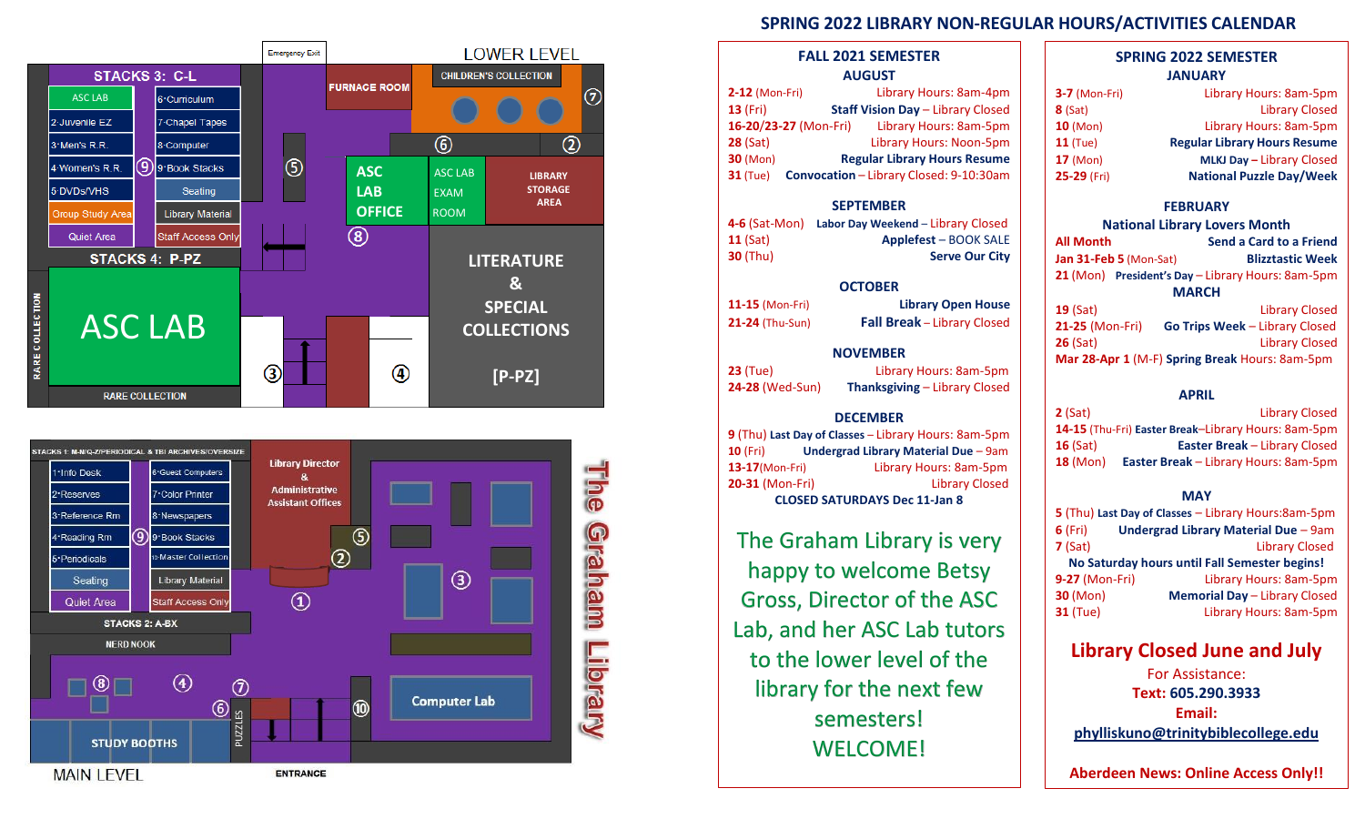# The Graham Library

## LOWER LEVEL

Emergency Exit

STACKS 3: C-L

- ASC LAB
- 2-Juvenile EZ
- 3-Men's R.R.
- 4-Women's R.R.
- 5-DVDs/VHS
- Group Study Area
- Quiet Area
- 6-Curriculum
- 7-Chapel Tapes
- 8-Computer
- 9-Book Stacks
- Seating
- Library Material
- Staff Access Only

STACKS 4: P-PZ

ASC LAB

RARE COLLECTION

FURNACE ROOM

CHILDREN'S COLLECTION

ASC LAB OFFICE

ASC LAB EXAM ROOM

LIBRARY STORAGE AREA

LITERATURE & SPECIAL COLLECTIONS [P-PZ]

## MAIN LEVEL

STACKS 1: M-N/Q-Z/PERIODICAL & TBI ARCHIVES/OVERSIZE

- 1-Info Desk
- 2-Reserves
- 3-Reference Rm
- 4-Reading Rm
- 5-Periodicals
- Seating
- Quiet Area
- 6-Guest Computers
- 7-Color Printer
- 8-Newspapers
- 9-Book Stacks
- 10-Master Collection
- Library Material
- Staff Access Only

Library Director & Administrative Assistant Offices

STACKS 2: A-BX

NERD NOOK

STUDY BOOTHS

PUZZLES

Computer Lab

ENTRANCE

# SPRING 2022 LIBRARY NON-REGULAR HOURS/ACTIVITIES CALENDAR

## FALL 2021 SEMESTER

### AUGUST

- **2-12** (Mon-Fri) Library Hours: 8am-4pm
- **13** (Fri) Staff Vision Day – Library Closed
- **16-20/23-27** (Mon-Fri) Library Hours: 8am-5pm
- **28** (Sat) Library Hours: Noon-5pm
- **30** (Mon) Regular Library Hours Resume
- **31** (Tue) Convocation – Library Closed: 9-10:30am

### SEPTEMBER

- **4-6** (Sat-Mon) Labor Day Weekend – Library Closed
- **11** (Sat) Applefest – BOOK SALE
- **30** (Thu) Serve Our City

### OCTOBER

- **11-15** (Mon-Fri) Library Open House
- **21-24** (Thu-Sun) Fall Break – Library Closed

### NOVEMBER

- **23** (Tue) Library Hours: 8am-5pm
- **24-28** (Wed-Sun) Thanksgiving – Library Closed

### DECEMBER

- **9** (Thu) Last Day of Classes – Library Hours: 8am-5pm
- **10** (Fri) Undergrad Library Material Due – 9am
- **13-17** (Mon-Fri) Library Hours: 8am-5pm
- **20-31** (Mon-Fri) Library Closed

CLOSED SATURDAYS Dec 11-Jan 8

The Graham Library is very happy to welcome Betsy Gross, Director of the ASC Lab, and her ASC Lab tutors to the lower level of the library for the next few semesters! WELCOME!

## SPRING 2022 SEMESTER

### JANUARY

- **3-7** (Mon-Fri) Library Hours: 8am-5pm
- **8** (Sat) Library Closed
- **10** (Mon) Library Hours: 8am-5pm
- **11** (Tue) Regular Library Hours Resume
- **17** (Mon) MLKJ Day – Library Closed
- **25-29** (Fri) National Puzzle Day/Week

### FEBRUARY

National Library Lovers Month

- **All Month** Send a Card to a Friend
- **Jan 31-Feb 5** (Mon-Sat) Blizztastic Week
- **21** (Mon) President's Day – Library Hours: 8am-5pm

### MARCH

- **19** (Sat) Library Closed
- **21-25** (Mon-Fri) Go Trips Week – Library Closed
- **26** (Sat) Library Closed
- **Mar 28-Apr 1** (M-F) Spring Break Hours: 8am-5pm

### APRIL

- **2** (Sat) Library Closed
- **14-15** (Thu-Fri) Easter Break–Library Hours: 8am-5pm
- **16** (Sat) Easter Break – Library Closed
- **18** (Mon) Easter Break – Library Hours: 8am-5pm

### MAY

- **5** (Thu) Last Day of Classes – Library Hours:8am-5pm
- **6** (Fri) Undergrad Library Material Due – 9am
- **7** (Sat) Library Closed

No Saturday hours until Fall Semester begins!

- **9-27** (Mon-Fri) Library Hours: 8am-5pm
- **30** (Mon) Memorial Day – Library Closed
- **31** (Tue) Library Hours: 8am-5pm

**Library Closed June and July**

For Assistance:

**Text:** 605.290.3933

**Email:**

phylliskuno@trinitybiblecollege.edu

**Aberdeen News: Online Access Only!!**